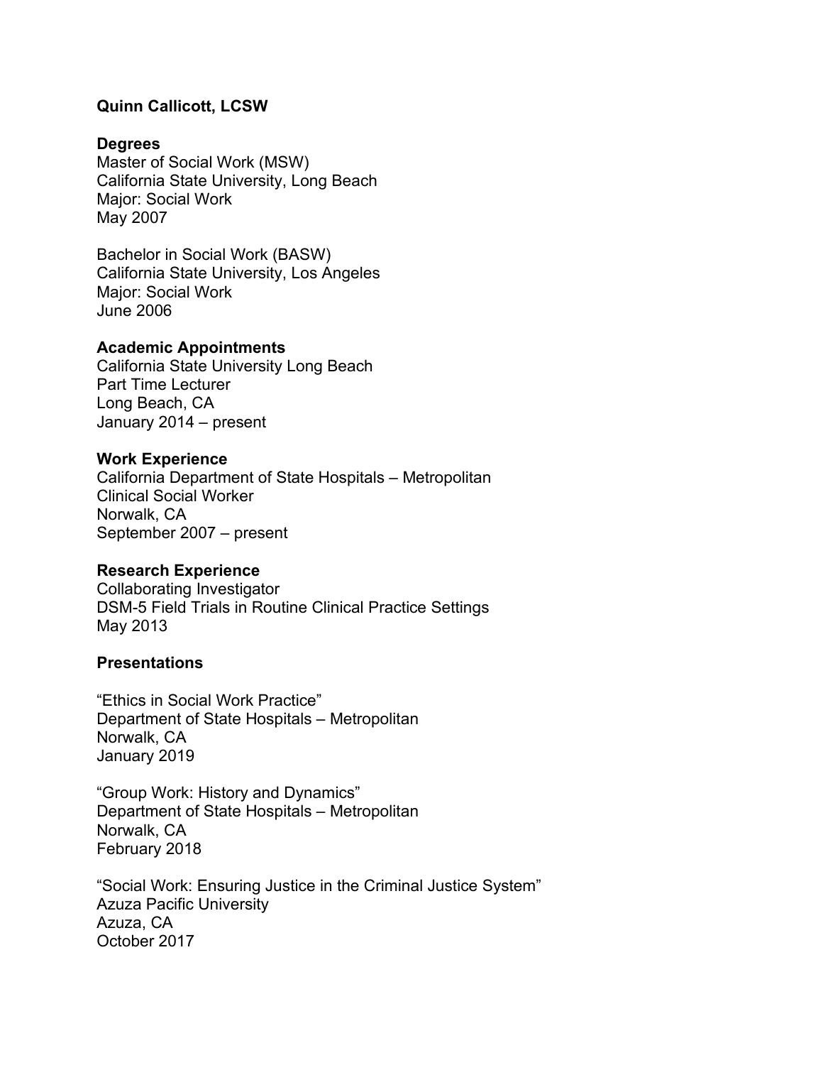# Quinn Callicott, LCSW

## Degrees

Master of Social Work (MSW)
California State University, Long Beach
Major: Social Work
May 2007

Bachelor in Social Work (BASW)
California State University, Los Angeles
Major: Social Work
June 2006

## Academic Appointments

California State University Long Beach
Part Time Lecturer
Long Beach, CA
January 2014 – present

## Work Experience

California Department of State Hospitals – Metropolitan
Clinical Social Worker
Norwalk, CA
September 2007 – present

## Research Experience

Collaborating Investigator
DSM-5 Field Trials in Routine Clinical Practice Settings
May 2013

## Presentations

"Ethics in Social Work Practice"
Department of State Hospitals – Metropolitan
Norwalk, CA
January 2019

"Group Work: History and Dynamics"
Department of State Hospitals – Metropolitan
Norwalk, CA
February 2018

"Social Work: Ensuring Justice in the Criminal Justice System"
Azuza Pacific University
Azuza, CA
October 2017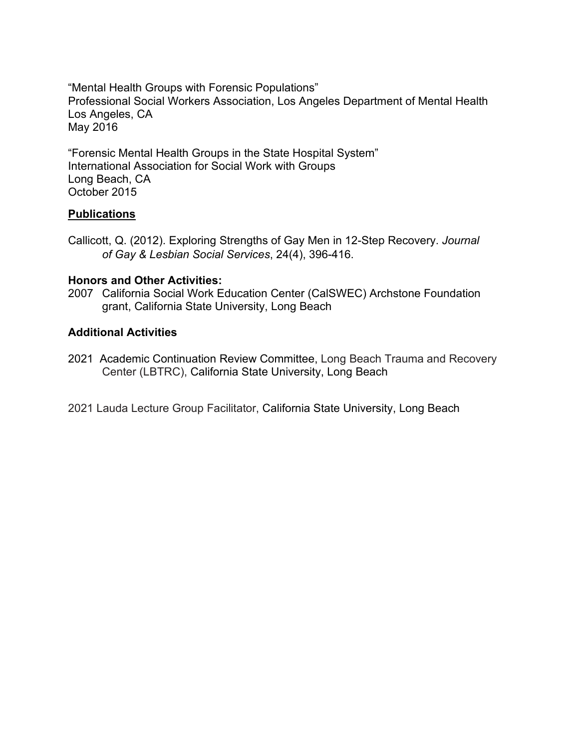"Mental Health Groups with Forensic Populations"
Professional Social Workers Association, Los Angeles Department of Mental Health
Los Angeles, CA
May 2016

"Forensic Mental Health Groups in the State Hospital System"
International Association for Social Work with Groups
Long Beach, CA
October 2015

## Publications

Callicott, Q. (2012). Exploring Strengths of Gay Men in 12-Step Recovery. *Journal of Gay & Lesbian Social Services*, 24(4), 396-416.

## Honors and Other Activities:

2007 California Social Work Education Center (CalSWEC) Archstone Foundation grant, California State University, Long Beach

## Additional Activities

2021 Academic Continuation Review Committee, Long Beach Trauma and Recovery Center (LBTRC), California State University, Long Beach

2021 Lauda Lecture Group Facilitator, California State University, Long Beach